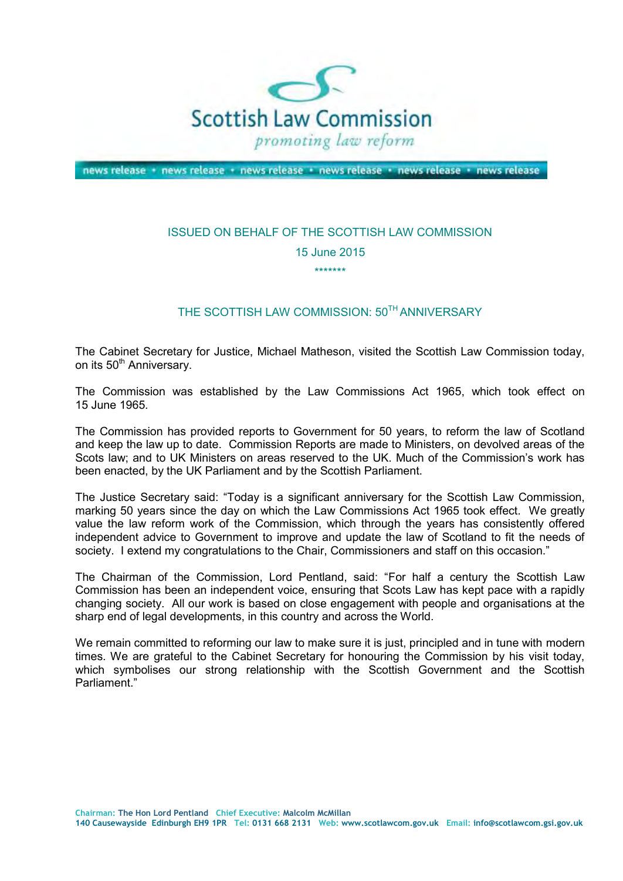Scottish Law Commission

*promoting law reform*

news release • news release • news release • news release • news release • news release

ISSUED ON BEHALF OF THE SCOTTISH LAW COMMISSION

15 June 2015

*******

## THE SCOTTISH LAW COMMISSION: 50TH ANNIVERSARY

The Cabinet Secretary for Justice, Michael Matheson, visited the Scottish Law Commission today, on its 50th Anniversary.

The Commission was established by the Law Commissions Act 1965, which took effect on 15 June 1965.

The Commission has provided reports to Government for 50 years, to reform the law of Scotland and keep the law up to date. Commission Reports are made to Ministers, on devolved areas of the Scots law; and to UK Ministers on areas reserved to the UK. Much of the Commission's work has been enacted, by the UK Parliament and by the Scottish Parliament.

The Justice Secretary said: "Today is a significant anniversary for the Scottish Law Commission, marking 50 years since the day on which the Law Commissions Act 1965 took effect. We greatly value the law reform work of the Commission, which through the years has consistently offered independent advice to Government to improve and update the law of Scotland to fit the needs of society. I extend my congratulations to the Chair, Commissioners and staff on this occasion."

The Chairman of the Commission, Lord Pentland, said: "For half a century the Scottish Law Commission has been an independent voice, ensuring that Scots Law has kept pace with a rapidly changing society. All our work is based on close engagement with people and organisations at the sharp end of legal developments, in this country and across the World.

We remain committed to reforming our law to make sure it is just, principled and in tune with modern times. We are grateful to the Cabinet Secretary for honouring the Commission by his visit today, which symbolises our strong relationship with the Scottish Government and the Scottish Parliament."

Chairman: The Hon Lord Pentland Chief Executive: Malcolm McMillan
140 Causewayside Edinburgh EH9 1PR Tel: 0131 668 2131 Web: www.scotlawcom.gov.uk Email: info@scotlawcom.gsi.gov.uk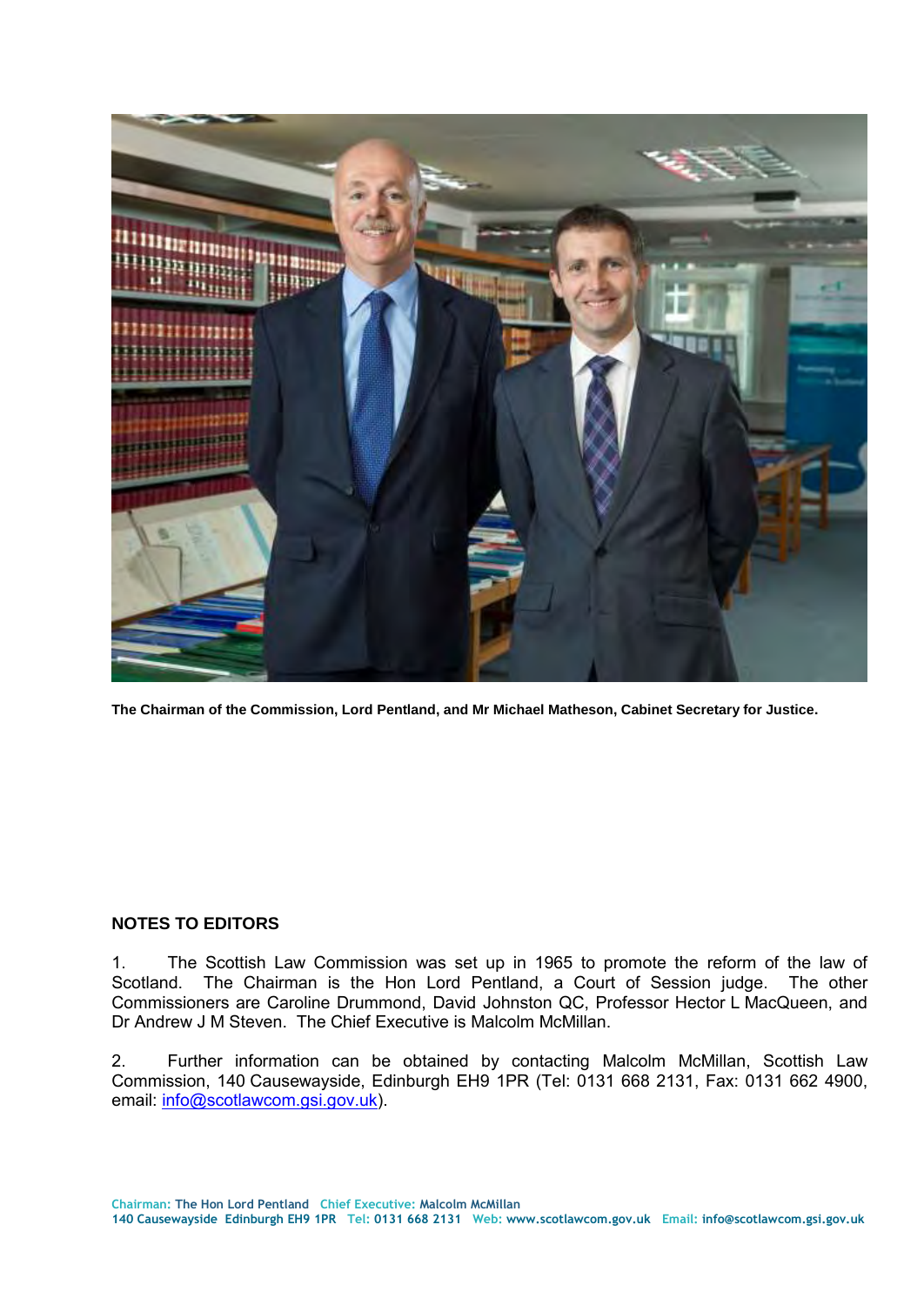**The Chairman of the Commission, Lord Pentland, and Mr Michael Matheson, Cabinet Secretary for Justice.**

## NOTES TO EDITORS

1. The Scottish Law Commission was set up in 1965 to promote the reform of the law of Scotland. The Chairman is the Hon Lord Pentland, a Court of Session judge. The other Commissioners are Caroline Drummond, David Johnston QC, Professor Hector L MacQueen, and Dr Andrew J M Steven. The Chief Executive is Malcolm McMillan.

2. Further information can be obtained by contacting Malcolm McMillan, Scottish Law Commission, 140 Causewayside, Edinburgh EH9 1PR (Tel: 0131 668 2131, Fax: 0131 662 4900, email: info@scotlawcom.gsi.gov.uk).